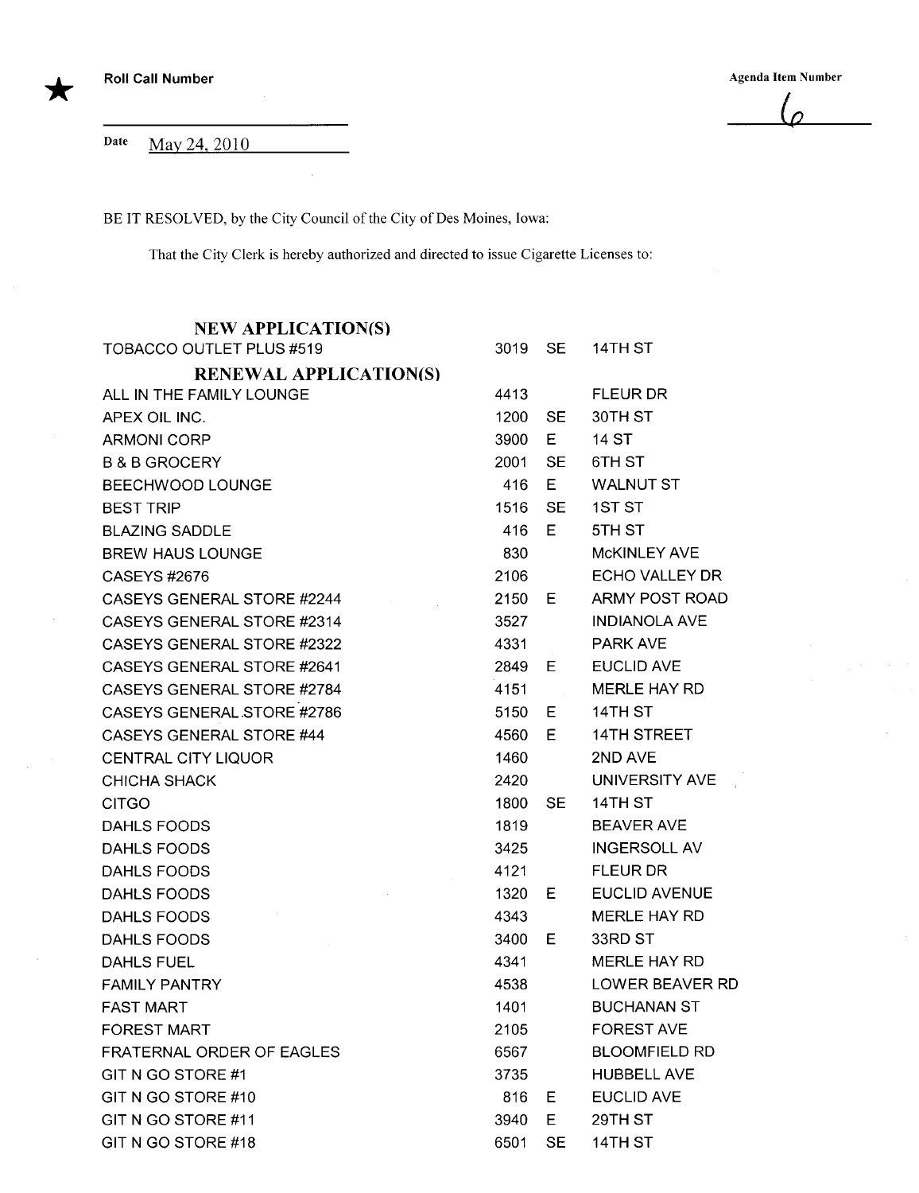★ Roll Call Number

Agenda Item Number 6

Date May 24, 2010

BE IT RESOLVED, by the City Council of the City of Des Moines, Iowa:

That the City Clerk is hereby authorized and directed to issue Cigarette Licenses to:

**NEW APPLICATION(S)**

| | | | |
|---|---|---|---|
| TOBACCO OUTLET PLUS #519 | 3019 | SE | 14TH ST |

**RENEWAL APPLICATION(S)**

| | | | |
|---|---|---|---|
| ALL IN THE FAMILY LOUNGE | 4413 | | FLEUR DR |
| APEX OIL INC. | 1200 | SE | 30TH ST |
| ARMONI CORP | 3900 | E | 14 ST |
| B & B GROCERY | 2001 | SE | 6TH ST |
| BEECHWOOD LOUNGE | 416 | E | WALNUT ST |
| BEST TRIP | 1516 | SE | 1ST ST |
| BLAZING SADDLE | 416 | E | 5TH ST |
| BREW HAUS LOUNGE | 830 | | McKINLEY AVE |
| CASEYS #2676 | 2106 | | ECHO VALLEY DR |
| CASEYS GENERAL STORE #2244 | 2150 | E | ARMY POST ROAD |
| CASEYS GENERAL STORE #2314 | 3527 | | INDIANOLA AVE |
| CASEYS GENERAL STORE #2322 | 4331 | | PARK AVE |
| CASEYS GENERAL STORE #2641 | 2849 | E | EUCLID AVE |
| CASEYS GENERAL STORE #2784 | 4151 | | MERLE HAY RD |
| CASEYS GENERAL STORE #2786 | 5150 | E | 14TH ST |
| CASEYS GENERAL STORE #44 | 4560 | E | 14TH STREET |
| CENTRAL CITY LIQUOR | 1460 | | 2ND AVE |
| CHICHA SHACK | 2420 | | UNIVERSITY AVE |
| CITGO | 1800 | SE | 14TH ST |
| DAHLS FOODS | 1819 | | BEAVER AVE |
| DAHLS FOODS | 3425 | | INGERSOLL AV |
| DAHLS FOODS | 4121 | | FLEUR DR |
| DAHLS FOODS | 1320 | E | EUCLID AVENUE |
| DAHLS FOODS | 4343 | | MERLE HAY RD |
| DAHLS FOODS | 3400 | E | 33RD ST |
| DAHLS FUEL | 4341 | | MERLE HAY RD |
| FAMILY PANTRY | 4538 | | LOWER BEAVER RD |
| FAST MART | 1401 | | BUCHANAN ST |
| FOREST MART | 2105 | | FOREST AVE |
| FRATERNAL ORDER OF EAGLES | 6567 | | BLOOMFIELD RD |
| GIT N GO STORE #1 | 3735 | | HUBBELL AVE |
| GIT N GO STORE #10 | 816 | E | EUCLID AVE |
| GIT N GO STORE #11 | 3940 | E | 29TH ST |
| GIT N GO STORE #18 | 6501 | SE | 14TH ST |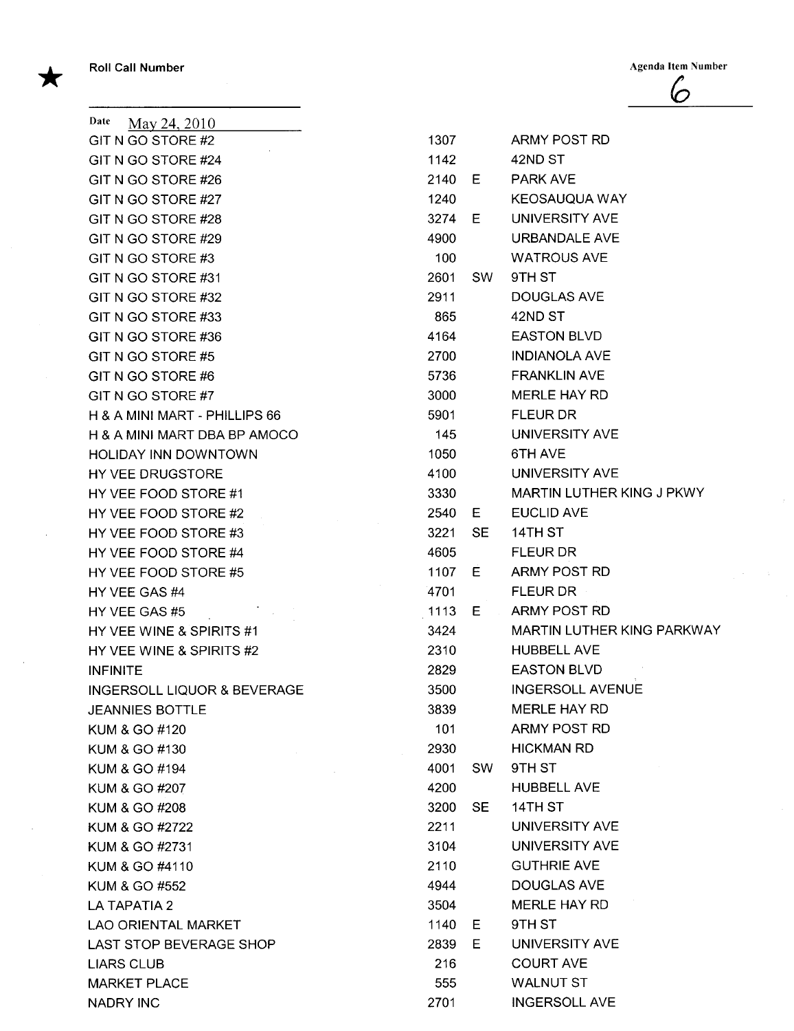★ Roll Call Number

Agenda Item Number
6

Date May 24, 2010

| | | | |
|---|---|---|---|
| GIT N GO STORE #2 | 1307 | | ARMY POST RD |
| GIT N GO STORE #24 | 1142 | | 42ND ST |
| GIT N GO STORE #26 | 2140 | E | PARK AVE |
| GIT N GO STORE #27 | 1240 | | KEOSAUQUA WAY |
| GIT N GO STORE #28 | 3274 | E | UNIVERSITY AVE |
| GIT N GO STORE #29 | 4900 | | URBANDALE AVE |
| GIT N GO STORE #3 | 100 | | WATROUS AVE |
| GIT N GO STORE #31 | 2601 | SW | 9TH ST |
| GIT N GO STORE #32 | 2911 | | DOUGLAS AVE |
| GIT N GO STORE #33 | 865 | | 42ND ST |
| GIT N GO STORE #36 | 4164 | | EASTON BLVD |
| GIT N GO STORE #5 | 2700 | | INDIANOLA AVE |
| GIT N GO STORE #6 | 5736 | | FRANKLIN AVE |
| GIT N GO STORE #7 | 3000 | | MERLE HAY RD |
| H & A MINI MART - PHILLIPS 66 | 5901 | | FLEUR DR |
| H & A MINI MART DBA BP AMOCO | 145 | | UNIVERSITY AVE |
| HOLIDAY INN DOWNTOWN | 1050 | | 6TH AVE |
| HY VEE DRUGSTORE | 4100 | | UNIVERSITY AVE |
| HY VEE FOOD STORE #1 | 3330 | | MARTIN LUTHER KING J PKWY |
| HY VEE FOOD STORE #2 | 2540 | E | EUCLID AVE |
| HY VEE FOOD STORE #3 | 3221 | SE | 14TH ST |
| HY VEE FOOD STORE #4 | 4605 | | FLEUR DR |
| HY VEE FOOD STORE #5 | 1107 | E | ARMY POST RD |
| HY VEE GAS #4 | 4701 | | FLEUR DR |
| HY VEE GAS #5 | 1113 | E | ARMY POST RD |
| HY VEE WINE & SPIRITS #1 | 3424 | | MARTIN LUTHER KING PARKWAY |
| HY VEE WINE & SPIRITS #2 | 2310 | | HUBBELL AVE |
| INFINITE | 2829 | | EASTON BLVD |
| INGERSOLL LIQUOR & BEVERAGE | 3500 | | INGERSOLL AVENUE |
| JEANNIES BOTTLE | 3839 | | MERLE HAY RD |
| KUM & GO #120 | 101 | | ARMY POST RD |
| KUM & GO #130 | 2930 | | HICKMAN RD |
| KUM & GO #194 | 4001 | SW | 9TH ST |
| KUM & GO #207 | 4200 | | HUBBELL AVE |
| KUM & GO #208 | 3200 | SE | 14TH ST |
| KUM & GO #2722 | 2211 | | UNIVERSITY AVE |
| KUM & GO #2731 | 3104 | | UNIVERSITY AVE |
| KUM & GO #4110 | 2110 | | GUTHRIE AVE |
| KUM & GO #552 | 4944 | | DOUGLAS AVE |
| LA TAPATIA 2 | 3504 | | MERLE HAY RD |
| LAO ORIENTAL MARKET | 1140 | E | 9TH ST |
| LAST STOP BEVERAGE SHOP | 2839 | E | UNIVERSITY AVE |
| LIARS CLUB | 216 | | COURT AVE |
| MARKET PLACE | 555 | | WALNUT ST |
| NADRY INC | 2701 | | INGERSOLL AVE |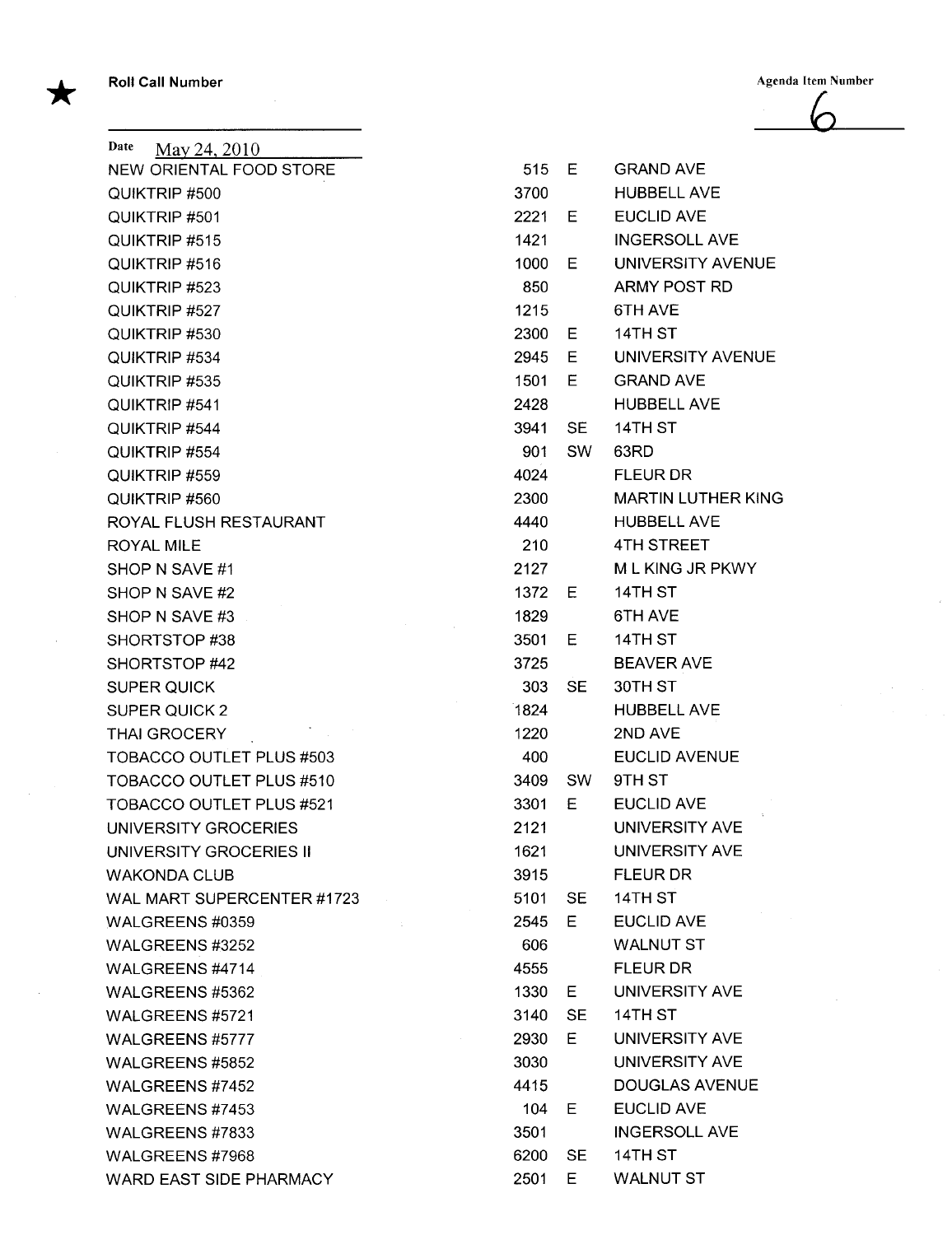★ **Roll Call Number**

**Agenda Item Number**

6

Date May 24, 2010

| | | | |
|---|---|---|---|
| NEW ORIENTAL FOOD STORE | 515 | E | GRAND AVE |
| QUIKTRIP #500 | 3700 | | HUBBELL AVE |
| QUIKTRIP #501 | 2221 | E | EUCLID AVE |
| QUIKTRIP #515 | 1421 | | INGERSOLL AVE |
| QUIKTRIP #516 | 1000 | E | UNIVERSITY AVENUE |
| QUIKTRIP #523 | 850 | | ARMY POST RD |
| QUIKTRIP #527 | 1215 | | 6TH AVE |
| QUIKTRIP #530 | 2300 | E | 14TH ST |
| QUIKTRIP #534 | 2945 | E | UNIVERSITY AVENUE |
| QUIKTRIP #535 | 1501 | E | GRAND AVE |
| QUIKTRIP #541 | 2428 | | HUBBELL AVE |
| QUIKTRIP #544 | 3941 | SE | 14TH ST |
| QUIKTRIP #554 | 901 | SW | 63RD |
| QUIKTRIP #559 | 4024 | | FLEUR DR |
| QUIKTRIP #560 | 2300 | | MARTIN LUTHER KING |
| ROYAL FLUSH RESTAURANT | 4440 | | HUBBELL AVE |
| ROYAL MILE | 210 | | 4TH STREET |
| SHOP N SAVE #1 | 2127 | | M L KING JR PKWY |
| SHOP N SAVE #2 | 1372 | E | 14TH ST |
| SHOP N SAVE #3 | 1829 | | 6TH AVE |
| SHORTSTOP #38 | 3501 | E | 14TH ST |
| SHORTSTOP #42 | 3725 | | BEAVER AVE |
| SUPER QUICK | 303 | SE | 30TH ST |
| SUPER QUICK 2 | 1824 | | HUBBELL AVE |
| THAI GROCERY | 1220 | | 2ND AVE |
| TOBACCO OUTLET PLUS #503 | 400 | | EUCLID AVENUE |
| TOBACCO OUTLET PLUS #510 | 3409 | SW | 9TH ST |
| TOBACCO OUTLET PLUS #521 | 3301 | E | EUCLID AVE |
| UNIVERSITY GROCERIES | 2121 | | UNIVERSITY AVE |
| UNIVERSITY GROCERIES II | 1621 | | UNIVERSITY AVE |
| WAKONDA CLUB | 3915 | | FLEUR DR |
| WAL MART SUPERCENTER #1723 | 5101 | SE | 14TH ST |
| WALGREENS #0359 | 2545 | E | EUCLID AVE |
| WALGREENS #3252 | 606 | | WALNUT ST |
| WALGREENS #4714 | 4555 | | FLEUR DR |
| WALGREENS #5362 | 1330 | E | UNIVERSITY AVE |
| WALGREENS #5721 | 3140 | SE | 14TH ST |
| WALGREENS #5777 | 2930 | E | UNIVERSITY AVE |
| WALGREENS #5852 | 3030 | | UNIVERSITY AVE |
| WALGREENS #7452 | 4415 | | DOUGLAS AVENUE |
| WALGREENS #7453 | 104 | E | EUCLID AVE |
| WALGREENS #7833 | 3501 | | INGERSOLL AVE |
| WALGREENS #7968 | 6200 | SE | 14TH ST |
| WARD EAST SIDE PHARMACY | 2501 | E | WALNUT ST |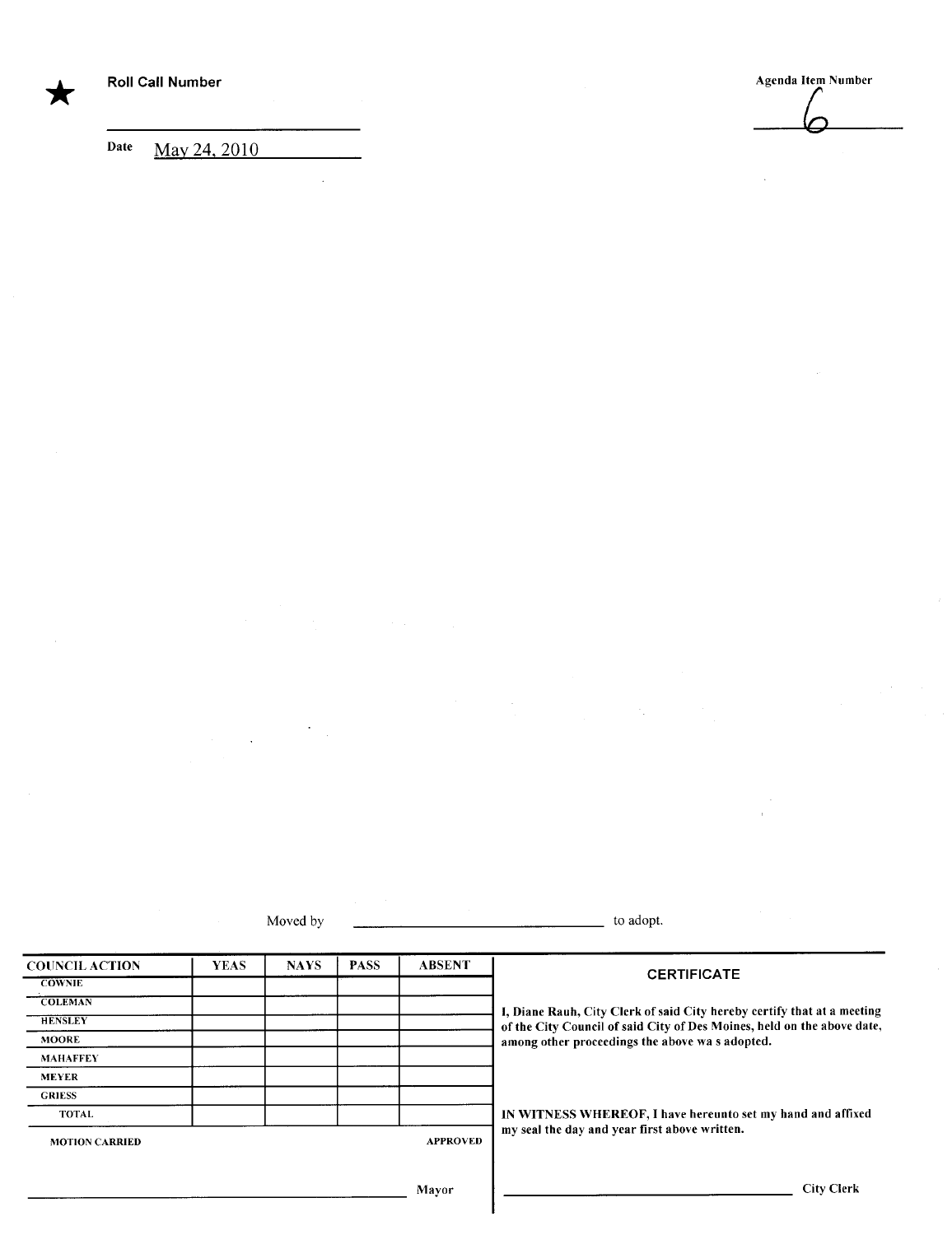★ **Roll Call Number**

**Date** May 24, 2010

**Agenda Item Number**

6

Moved by ________________________ to adopt.

| COUNCIL ACTION | YEAS | NAYS | PASS | ABSENT |
| --- | --- | --- | --- | --- |
| COWNIE | | | | |
| COLEMAN | | | | |
| HENSLEY | | | | |
| MOORE | | | | |
| MAHAFFEY | | | | |
| MEYER | | | | |
| GRIESS | | | | |
| TOTAL | | | | |

**MOTION CARRIED** **APPROVED**

________________________ Mayor

**CERTIFICATE**

**I, Diane Rauh, City Clerk of said City hereby certify that at a meeting of the City Council of said City of Des Moines, held on the above date, among other proceedings the above wa s adopted.**

**IN WITNESS WHEREOF, I have hereunto set my hand and affixed my seal the day and year first above written.**

________________________ City Clerk